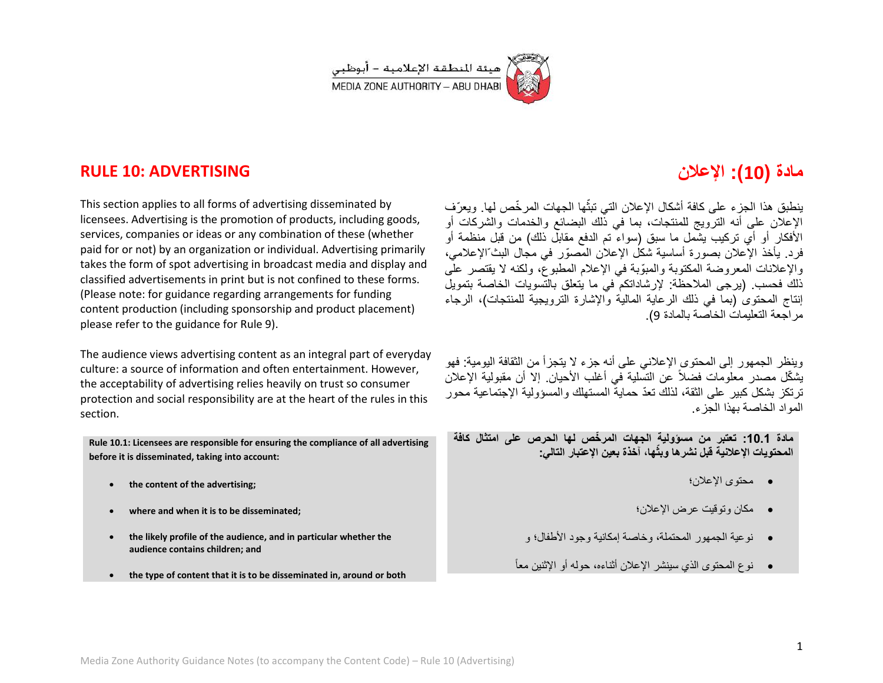هيئة المنطقة الإعلامية – أبوظبي
MEDIA ZONE AUTHORITY – ABU DHABI

## RULE 10: ADVERTISING

This section applies to all forms of advertising disseminated by licensees. Advertising is the promotion of products, including goods, services, companies or ideas or any combination of these (whether paid for or not) by an organization or individual. Advertising primarily takes the form of spot advertising in broadcast media and display and classified advertisements in print but is not confined to these forms. (Please note: for guidance regarding arrangements for funding content production (including sponsorship and product placement) please refer to the guidance for Rule 9).

The audience views advertising content as an integral part of everyday culture: a source of information and often entertainment. However, the acceptability of advertising relies heavily on trust so consumer protection and social responsibility are at the heart of the rules in this section.

**Rule 10.1: Licensees are responsible for ensuring the compliance of all advertising before it is disseminated, taking into account:**

- **the content of the advertising;**
- **where and when it is to be disseminated;**
- **the likely profile of the audience, and in particular whether the audience contains children; and**
- **the type of content that it is to be disseminated in, around or both**

## مادة (10): الإعلان

ينطبق هذا الجزء على كافة أشكال الإعلان التي تبثّها الجهات المرخّص لها. ويعرّف الإعلان على أنه الترويج للمنتجات، بما في ذلك البضائع والخدمات والشركات أو الأفكار أو أي تركيب يشمل ما سبق (سواء تم الدفع مقابل ذلك) من قبل منظمة أو فرد. يأخذ الإعلان بصورة أساسية شكل الإعلان المصوّر في مجال البث ّالإعلامي، والإعلانات المعروضة المكتوبة والمبوّبة في الإعلام المطبوع، ولكنه لا يقتصر على ذلك فحسب. (يرجى الملاحظة: لإرشاداتكم في ما يتعلق بالتسويات الخاصة بتمويل إنتاج المحتوى (بما في ذلك الرعاية المالية والإشارة الترويجية للمنتجات)، الرجاء مراجعة التعليمات الخاصة بالمادة 9).

وينظر الجمهور إلى المحتوى الإعلاني على أنه جزء لا يتجزأ من الثقافة اليومية: فهو يشكّل مصدر معلومات فضلاً عن التسلية في أغلب الأحيان. إلا أن مقبولية الإعلان ترتكز بشكل كبير على الثقة، لذلك تعدّ حماية المستهلك والمسؤولية الإجتماعية محور المواد الخاصة بهذا الجزء.

**مادة 10.1: تعتبر من مسؤولية الجهات المرخّص لها الحرص على امتثال كافة المحتويات الإعلانية قبل نشرها وبثّها، آخذة بعين الإعتبار التالي:**

- محتوى الإعلان؛
- مكان وتوقيت عرض الإعلان؛
- نوعية الجمهور المحتملة، وخاصة إمكانية وجود الأطفال؛ و
- نوع المحتوى الذي سينشر الإعلان أثناءه، حوله أو الإثنين معاً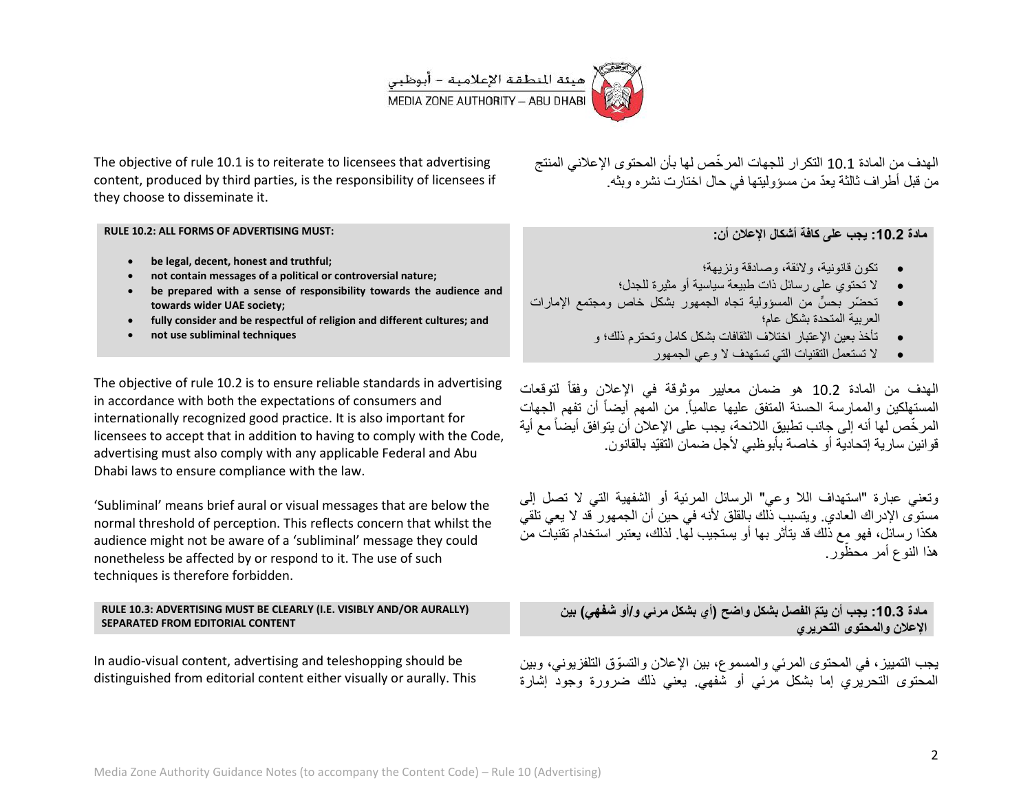The objective of rule 10.1 is to reiterate to licensees that advertising content, produced by third parties, is the responsibility of licensees if they choose to disseminate it.

الهدف من المادة 10.1 التكرار للجهات المرخّص لها بأن المحتوى الإعلاني المنتج من قبل أطراف ثالثة يعدّ من مسؤوليتها في حال اختارت نشره وبثه.

**RULE 10.2: ALL FORMS OF ADVERTISING MUST:**

- **be legal, decent, honest and truthful;**
- **not contain messages of a political or controversial nature;**
- **be prepared with a sense of responsibility towards the audience and towards wider UAE society;**
- **fully consider and be respectful of religion and different cultures; and**
- **not use subliminal techniques**

**مادة 10.2: يجب على كافة أشكال الإعلان أن:**

- تكون قانونية، ولائقة، وصادقة ونزيهة؛
- لا تحتوي على رسائل ذات طبيعة سياسية أو مثيرة للجدل؛
- تحضّر بحسٍّ من المسؤولية تجاه الجمهور بشكل خاص ومجتمع الإمارات العربية المتحدة بشكل عام؛
- تأخذ بعين الإعتبار اختلاف الثقافات بشكل كامل وتحترم ذلك؛ و
- لا تستعمل التقنيات التي تستهدف لا وعي الجمهور

The objective of rule 10.2 is to ensure reliable standards in advertising in accordance with both the expectations of consumers and internationally recognized good practice. It is also important for licensees to accept that in addition to having to comply with the Code, advertising must also comply with any applicable Federal and Abu Dhabi laws to ensure compliance with the law.

الهدف من المادة 10.2 هو ضمان معايير موثوقة في الإعلان وفقاً لتوقعات المستهلكين والممارسة الحسنة المتفق عليها عالمياً. من المهم أيضاً أن تفهم الجهات المرخّص لها أنه إلى جانب تطبيق اللائحة، يجب على الإعلان أن يتوافق أيضاً مع أية قوانين سارية إتحادية أو خاصة بأبوظبي لأجل ضمان التقيّد بالقانون.

'Subliminal' means brief aural or visual messages that are below the normal threshold of perception. This reflects concern that whilst the audience might not be aware of a 'subliminal' message they could nonetheless be affected by or respond to it. The use of such techniques is therefore forbidden.

وتعني عبارة "استهداف اللا وعي" الرسائل المرئية أو الشفهية التي لا تصل إلى مستوى الإدراك العادي. ويتسبب ذلك بالقلق لأنه في حين أن الجمهور قد لا يعي تلقي هكذا رسائل، فهو مع ذلك قد يتأثر بها أو يستجيب لها. لذلك، يعتبر استخدام تقنيات من هذا النوع أمر محظور.

**RULE 10.3: ADVERTISING MUST BE CLEARLY (I.E. VISIBLY AND/OR AURALLY) SEPARATED FROM EDITORIAL CONTENT**

**مادة 10.3: يجب أن يتمّ الفصل بشكل واضح (أي بشكل مرئي و/أو شفهي) بين الإعلان والمحتوى التحريري**

In audio-visual content, advertising and teleshopping should be distinguished from editorial content either visually or aurally. This

يجب التمييز، في المحتوى المرئي والمسموع، بين الإعلان والتسوّق التلفزيوني، وبين المحتوى التحريري إما بشكل مرئي أو شفهي. يعني ذلك ضرورة وجود إشارة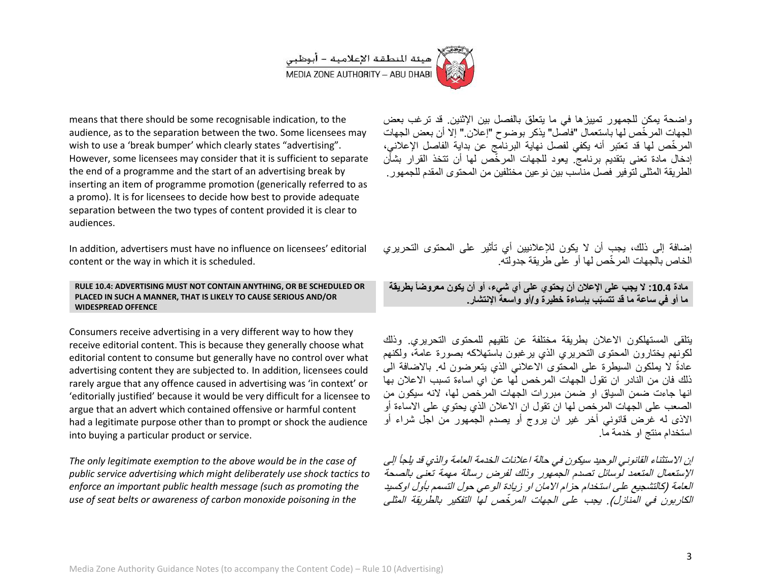means that there should be some recognisable indication, to the audience, as to the separation between the two. Some licensees may wish to use a 'break bumper' which clearly states "advertising". However, some licensees may consider that it is sufficient to separate the end of a programme and the start of an advertising break by inserting an item of programme promotion (generically referred to as a promo). It is for licensees to decide how best to provide adequate separation between the two types of content provided it is clear to audiences.

واضحة يمكن للجمهور تمييزها في ما يتعلق بالفصل بين الإثنين. قد ترغب بعض الجهات المرخّص لها باستعمال "فاصل" يذكر بوضوح "إعلان." إلا أن بعض الجهات المرخّص لها قد تعتبر أنه يكفي لفصل نهاية البرنامج عن بداية الفاصل الإعلاني، إدخال مادة تعنى بتقديم برنامج. يعود للجهات المرخّص لها أن تتخذ القرار بشأن الطريقة المثلى لتوفير فصل مناسب بين نوعين مختلفين من المحتوى المقدم للجمهور.

In addition, advertisers must have no influence on licensees' editorial content or the way in which it is scheduled.

إضافة إلى ذلك، يجب أن لا يكون للإعلانيين أي تأثير على المحتوى التحريري الخاص بالجهات المرخّص لها أو على طريقة جدولته.

**RULE 10.4: ADVERTISING MUST NOT CONTAIN ANYTHING, OR BE SCHEDULED OR PLACED IN SUCH A MANNER, THAT IS LIKELY TO CAUSE SERIOUS AND/OR WIDESPREAD OFFENCE**

**مادة 10.4: لا يجب على الإعلان أن يحتوي على أي شيء، أو أن يكون معروضاً بطريقة ما أو في ساعة ما قد تتسبّب بإساءة خطيرة و/أو واسعة الإنتشار.**

Consumers receive advertising in a very different way to how they receive editorial content. This is because they generally choose what editorial content to consume but generally have no control over what advertising content they are subjected to. In addition, licensees could rarely argue that any offence caused in advertising was 'in context' or 'editorially justified' because it would be very difficult for a licensee to argue that an advert which contained offensive or harmful content had a legitimate purpose other than to prompt or shock the audience into buying a particular product or service.

يتلقى المستهلكون الاعلان بطريقة مختلفة عن تلقيهم للمحتوى التحريري. وذلك لكونهم يختارون المحتوى التحريري الذي يرغبون باستهلاكه بصورة عامة، ولكنهم عادةً لا يملكون السيطرة على المحتوى الاعلاني الذي يتعرضون له. بالاضافة الى ذلك فان من النادر ان تقول الجهات المرخص لها عن اي اساءة تسبب الاعلان بها انها جاءت ضمن السياق او ضمن مبررات الجهات المرخص لها، لانه سيكون من الصعب على الجهات المرخص لها ان تقول ان الاعلان الذي يحتوي على الاساءة أو الاذى له غرض قانوني أخر غير ان يروج أو يصدم الجمهور من اجل شراء أو استخدام منتج او خدمة ما.

*The only legitimate exemption to the above would be in the case of public service advertising which might deliberately use shock tactics to enforce an important public health message (such as promoting the use of seat belts or awareness of carbon monoxide poisoning in the*

*إن الاستثناء القانوني الوحيد سيكون في حالة اعلانات الخدمة العامة والذي قد يلجأ إلى الإستعمال المتعمد لوسائل تصدم الجمهور وذلك لفرض رسالة مهمة تعنى بالصحة العامة (كالتشجيع على استخدام حزام الامان او زيادة الوعي حول التسمم بأول اوكسيد الكاربون في المنازل). يجب على الجهات المرخّص لها التفكير بالطريقة المثلى*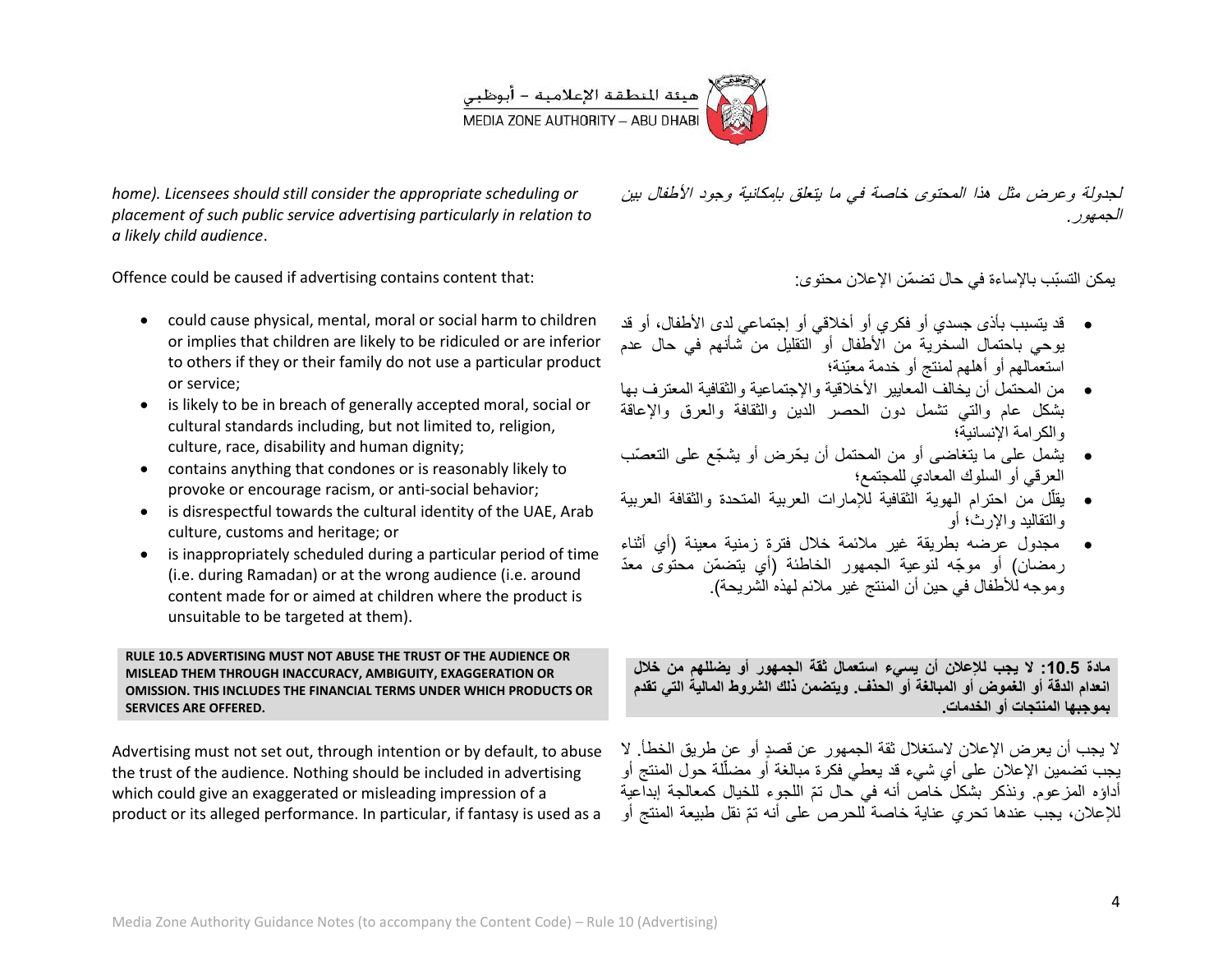*home). Licensees should still consider the appropriate scheduling or placement of such public service advertising particularly in relation to a likely child audience*.

*لجدولة وعرض مثل هذا المحتوى خاصة في ما يتعلق بإمكانية وجود الأطفال بين الجمهور.*

Offence could be caused if advertising contains content that:

- could cause physical, mental, moral or social harm to children or implies that children are likely to be ridiculed or are inferior to others if they or their family do not use a particular product or service;
- is likely to be in breach of generally accepted moral, social or cultural standards including, but not limited to, religion, culture, race, disability and human dignity;
- contains anything that condones or is reasonably likely to provoke or encourage racism, or anti-social behavior;
- is disrespectful towards the cultural identity of the UAE, Arab culture, customs and heritage; or
- is inappropriately scheduled during a particular period of time (i.e. during Ramadan) or at the wrong audience (i.e. around content made for or aimed at children where the product is unsuitable to be targeted at them).

يمكن التسبّب بالإساءة في حال تضمّن الإعلان محتوى:

- قد يتسبب بأذى جسدي أو فكري أو أخلاقي أو إجتماعي لدى الأطفال، أو قد يوحي باحتمال السخرية من الأطفال أو التقليل من شأنهم في حال عدم استعمالهم أو أهلهم لمنتج أو خدمة معيّنة؛
- من المحتمل أن يخالف المعايير الأخلاقية والإجتماعية والثقافية المعترف بها بشكل عام والتي تشمل دون الحصر الدين والثقافة والعرق والإعاقة والكرامة الإنسانية؛
- يشمل على ما يتغاضى أو من المحتمل أن يحّرض أو يشجّع على التعصّب العرقي أو السلوك المعادي للمجتمع؛
- يقلّل من احترام الهوية الثقافية للإمارات العربية المتحدة والثقافة العربية والتقاليد والإرث؛ أو
- مجدول عرضه بطريقة غير ملائمة خلال فترة زمنية معينة (أي أثناء رمضان) أو موجّه لنوعية الجمهور الخاطئة (أي يتضمّن محتوى معدّ وموجه للأطفال في حين أن المنتج غير ملائم لهذه الشريحة).

**RULE 10.5 ADVERTISING MUST NOT ABUSE THE TRUST OF THE AUDIENCE OR MISLEAD THEM THROUGH INACCURACY, AMBIGUITY, EXAGGERATION OR OMISSION. THIS INCLUDES THE FINANCIAL TERMS UNDER WHICH PRODUCTS OR SERVICES ARE OFFERED.**

**مادة 10.5: لا يجب للإعلان أن يسيء استعمال ثقة الجمهور أو يضللهم من خلال انعدام الدقة أو الغموض أو المبالغة أو الحذف. ويتضمن ذلك الشروط المالية التي تقدم بموجبها المنتجات أو الخدمات.**

Advertising must not set out, through intention or by default, to abuse the trust of the audience. Nothing should be included in advertising which could give an exaggerated or misleading impression of a product or its alleged performance. In particular, if fantasy is used as a

لا يجب أن يعرض الإعلان لاستغلال ثقة الجمهور عن قصدٍ أو عن طريق الخطأ. لا يجب تضمين الإعلان على أي شيء قد يعطي فكرة مبالغة أو مضلّلة حول المنتج أو أداؤه المزعوم. ونذكر بشكل خاص أنه في حال تمّ اللجوء للخيال كمعالجة إبداعية للإعلان، يجب عندها تحري عناية خاصة للحرص على أنه تمّ نقل طبيعة المنتج أو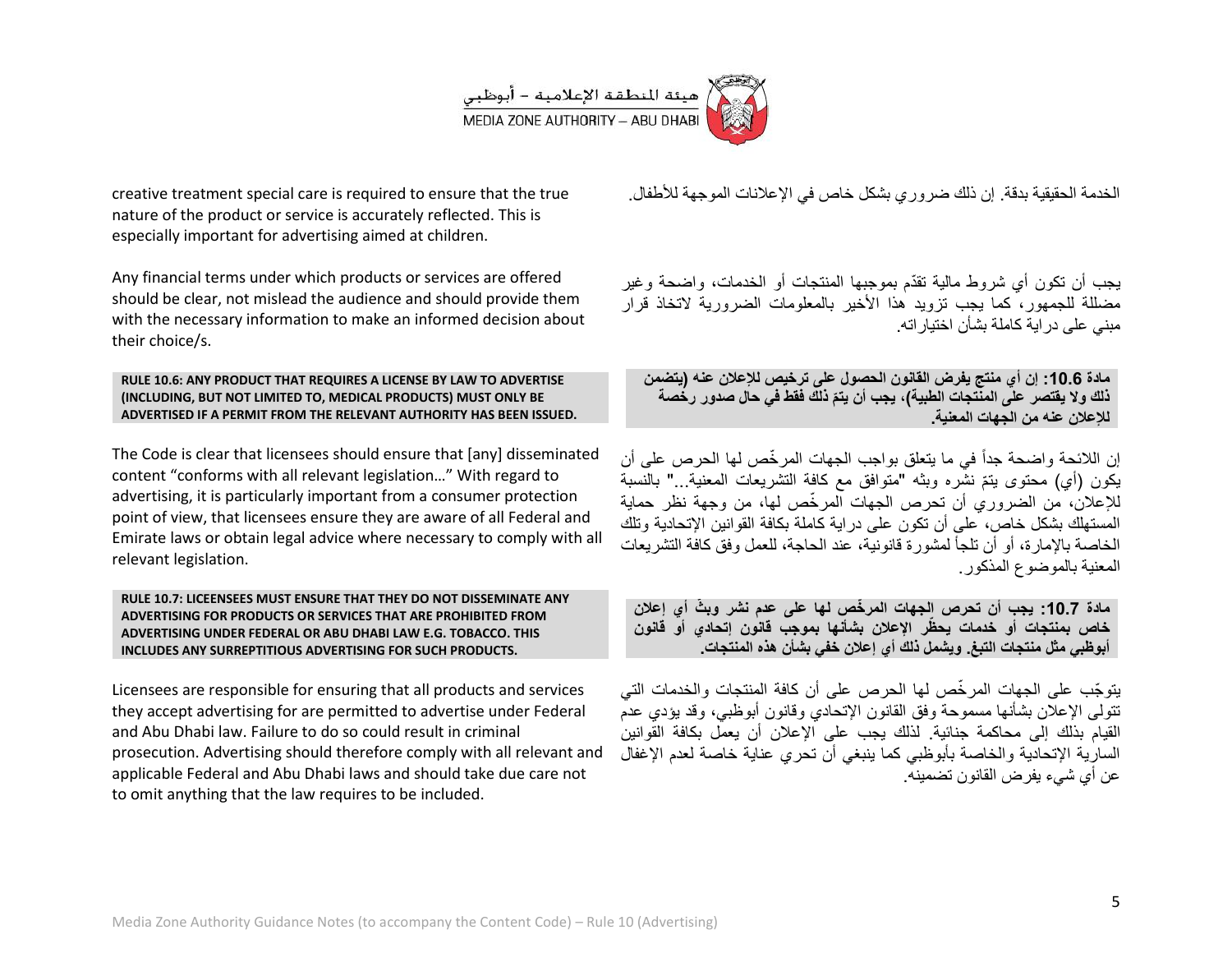creative treatment special care is required to ensure that the true nature of the product or service is accurately reflected. This is especially important for advertising aimed at children.

الخدمة الحقيقية بدقة. إن ذلك ضروري بشكل خاص في الإعلانات الموجهة للأطفال.

Any financial terms under which products or services are offered should be clear, not mislead the audience and should provide them with the necessary information to make an informed decision about their choice/s.

يجب أن تكون أي شروط مالية تقدّم بموجبها المنتجات أو الخدمات، واضحة وغير مضللة للجمهور، كما يجب تزويد هذا الأخير بالمعلومات الضرورية لاتخاذ قرار مبني على دراية كاملة بشأن اختياراته.

**RULE 10.6: ANY PRODUCT THAT REQUIRES A LICENSE BY LAW TO ADVERTISE (INCLUDING, BUT NOT LIMITED TO, MEDICAL PRODUCTS) MUST ONLY BE ADVERTISED IF A PERMIT FROM THE RELEVANT AUTHORITY HAS BEEN ISSUED.**

**مادة 10.6: إن أي منتج يفرض القانون الحصول على ترخيص للإعلان عنه (يتضمن ذلك ولا يقتصر على المنتجات الطبية)، يجب أن يتمّ ذلك فقط في حال صدور رخصة للإعلان عنه من الجهات المعنية.**

The Code is clear that licensees should ensure that [any] disseminated content "conforms with all relevant legislation..." With regard to advertising, it is particularly important from a consumer protection point of view, that licensees ensure they are aware of all Federal and Emirate laws or obtain legal advice where necessary to comply with all relevant legislation.

إن اللائحة واضحة جداً في ما يتعلق بواجب الجهات المرخّص لها الحرص على أن يكون (أي) محتوى يتمّ نشره وبثه "متوافق مع كافة التشريعات المعنية..." بالنسبة للإعلان، من الضروري أن تحرص الجهات المرخّص لها، من وجهة نظر حماية المستهلك بشكل خاص، على أن تكون على دراية كاملة بكافة القوانين الإتحادية وتلك الخاصة بالإمارة، أو أن تلجأ لمشورة قانونية، عند الحاجة، للعمل وفق كافة التشريعات المعنية بالموضوع المذكور.

**RULE 10.7: LICEENSEES MUST ENSURE THAT THEY DO NOT DISSEMINATE ANY ADVERTISING FOR PRODUCTS OR SERVICES THAT ARE PROHIBITED FROM ADVERTISING UNDER FEDERAL OR ABU DHABI LAW E.G. TOBACCO. THIS INCLUDES ANY SURREPTITIOUS ADVERTISING FOR SUCH PRODUCTS.**

**مادة 10.7: يجب أن تحرص الجهات المرخّص لها على عدم نشر وبثّ أي إعلان خاص بمنتجات أو خدمات يحظّر الإعلان بشأنها بموجب قانون إتحادي أو قانون أبوظبي مثل منتجات التبغ. ويشمل ذلك أي إعلان خفي بشأن هذه المنتجات.**

Licensees are responsible for ensuring that all products and services they accept advertising for are permitted to advertise under Federal and Abu Dhabi law. Failure to do so could result in criminal prosecution. Advertising should therefore comply with all relevant and applicable Federal and Abu Dhabi laws and should take due care not to omit anything that the law requires to be included.

يتوجّب على الجهات المرخّص لها الحرص على أن كافة المنتجات والخدمات التي تتولى الإعلان بشأنها مسموحة وفق القانون الإتحادي وقانون أبوظبي، وقد يؤدي عدم القيام بذلك إلى محاكمة جنائية. لذلك يجب على الإعلان أن يعمل بكافة القوانين السارية الإتحادية والخاصة بأبوظبي كما ينبغي أن تحري عناية خاصة لعدم الإغفال عن أي شيء يفرض القانون تضمينه.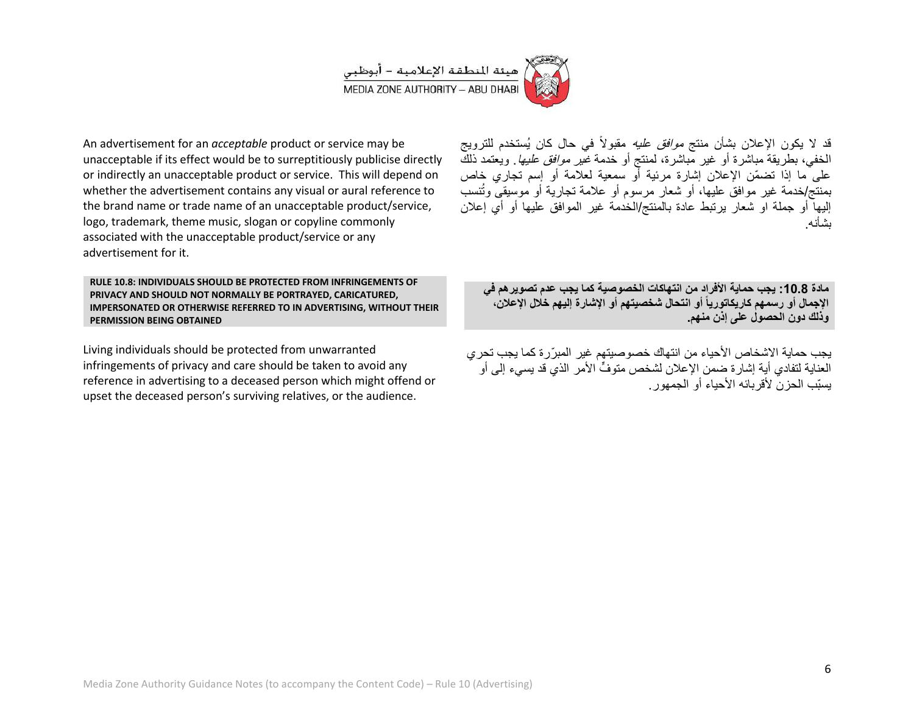An advertisement for an *acceptable* product or service may be unacceptable if its effect would be to surreptitiously publicise directly or indirectly an unacceptable product or service. This will depend on whether the advertisement contains any visual or aural reference to the brand name or trade name of an unacceptable product/service, logo, trademark, theme music, slogan or copyline commonly associated with the unacceptable product/service or any advertisement for it.

قد لا يكون الإعلان بشأن منتج *موافق عليه* مقبولاً في حال كان يُستخدم للترويج الخفي، بطريقة مباشرة أو غير مباشرة، لمنتج أو خدمة *غير موافق عليها*. ويعتمد ذلك على ما إذا تضمّن الإعلان إشارة مرئية أو سمعية لعلامة أو إسم تجاري خاص بمنتج/خدمة غير موافق عليها، أو شعار مرسوم أو علامة تجارية أو موسيقى وتُنسب إليها أو جملة او شعار يرتبط عادة بالمنتج/الخدمة غير الموافق عليها أو أي إعلان بشأنه.

**RULE 10.8: INDIVIDUALS SHOULD BE PROTECTED FROM INFRINGEMENTS OF PRIVACY AND SHOULD NOT NORMALLY BE PORTRAYED, CARICATURED, IMPERSONATED OR OTHERWISE REFERRED TO IN ADVERTISING, WITHOUT THEIR PERMISSION BEING OBTAINED**

**مادة 10.8: يجب حماية الأفراد من انتهاكات الخصوصية كما يجب عدم تصويرهم في الإجمال أو رسمهم كاريكاتورياً أو انتحال شخصيتهم أو الإشارة إليهم خلال الإعلان، وذلك دون الحصول على إذن منهم.**

Living individuals should be protected from unwarranted infringements of privacy and care should be taken to avoid any reference in advertising to a deceased person which might offend or upset the deceased person's surviving relatives, or the audience.

يجب حماية الاشخاص الأحياء من انتهاك خصوصيتهم غير المبرّرة كما يجب تحري العناية لتفادي أية إشارة ضمن الإعلان لشخص متوفٍّ الأمر الذي قد يسيء إلى أو يسبّب الحزن لأقربائه الأحياء أو الجمهور.